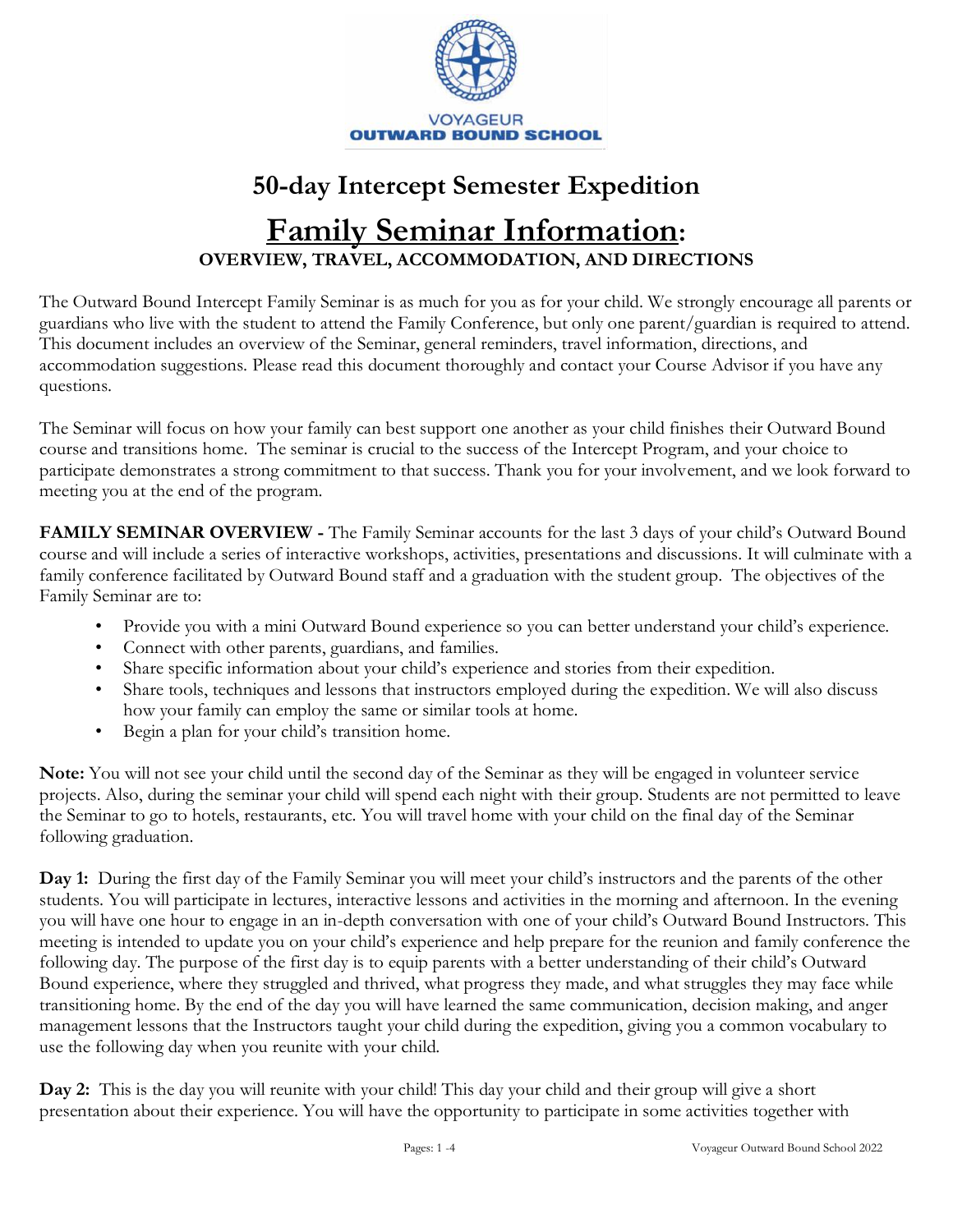VOYAGEUR
OUTWARD BOUND SCHOOL

# 50-day Intercept Semester Expedition

# Family Seminar Information:

**OVERVIEW, TRAVEL, ACCOMMODATION, AND DIRECTIONS**

The Outward Bound Intercept Family Seminar is as much for you as for your child. We strongly encourage all parents or guardians who live with the student to attend the Family Conference, but only one parent/guardian is required to attend. This document includes an overview of the Seminar, general reminders, travel information, directions, and accommodation suggestions. Please read this document thoroughly and contact your Course Advisor if you have any questions.

The Seminar will focus on how your family can best support one another as your child finishes their Outward Bound course and transitions home. The seminar is crucial to the success of the Intercept Program, and your choice to participate demonstrates a strong commitment to that success. Thank you for your involvement, and we look forward to meeting you at the end of the program.

**FAMILY SEMINAR OVERVIEW -** The Family Seminar accounts for the last 3 days of your child's Outward Bound course and will include a series of interactive workshops, activities, presentations and discussions. It will culminate with a family conference facilitated by Outward Bound staff and a graduation with the student group. The objectives of the Family Seminar are to:

- Provide you with a mini Outward Bound experience so you can better understand your child's experience.
- Connect with other parents, guardians, and families.
- Share specific information about your child's experience and stories from their expedition.
- Share tools, techniques and lessons that instructors employed during the expedition. We will also discuss how your family can employ the same or similar tools at home.
- Begin a plan for your child's transition home.

**Note:** You will not see your child until the second day of the Seminar as they will be engaged in volunteer service projects. Also, during the seminar your child will spend each night with their group. Students are not permitted to leave the Seminar to go to hotels, restaurants, etc. You will travel home with your child on the final day of the Seminar following graduation.

**Day 1:** During the first day of the Family Seminar you will meet your child's instructors and the parents of the other students. You will participate in lectures, interactive lessons and activities in the morning and afternoon. In the evening you will have one hour to engage in an in-depth conversation with one of your child's Outward Bound Instructors. This meeting is intended to update you on your child's experience and help prepare for the reunion and family conference the following day. The purpose of the first day is to equip parents with a better understanding of their child's Outward Bound experience, where they struggled and thrived, what progress they made, and what struggles they may face while transitioning home. By the end of the day you will have learned the same communication, decision making, and anger management lessons that the Instructors taught your child during the expedition, giving you a common vocabulary to use the following day when you reunite with your child.

**Day 2:** This is the day you will reunite with your child! This day your child and their group will give a short presentation about their experience. You will have the opportunity to participate in some activities together with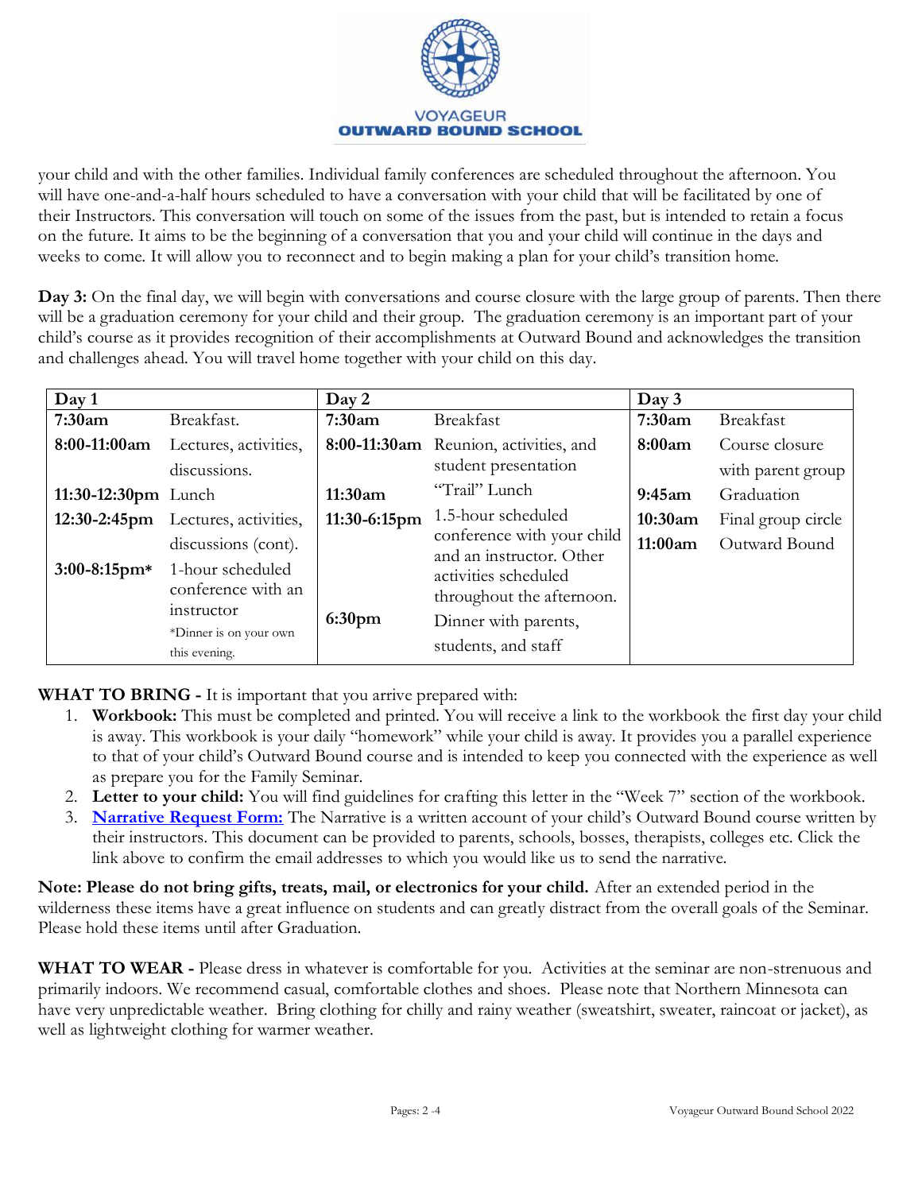VOYAGEUR
OUTWARD BOUND SCHOOL

your child and with the other families. Individual family conferences are scheduled throughout the afternoon. You will have one-and-a-half hours scheduled to have a conversation with your child that will be facilitated by one of their Instructors. This conversation will touch on some of the issues from the past, but is intended to retain a focus on the future. It aims to be the beginning of a conversation that you and your child will continue in the days and weeks to come. It will allow you to reconnect and to begin making a plan for your child's transition home.

**Day 3:** On the final day, we will begin with conversations and course closure with the large group of parents. Then there will be a graduation ceremony for your child and their group. The graduation ceremony is an important part of your child's course as it provides recognition of their accomplishments at Outward Bound and acknowledges the transition and challenges ahead. You will travel home together with your child on this day.

| **Day 1** | | **Day 2** | | **Day 3** | |
|---|---|---|---|---|---|
| **7:30am** | Breakfast. | **7:30am** | Breakfast | **7:30am** | Breakfast |
| **8:00-11:00am** | Lectures, activities, discussions. | **8:00-11:30am** | Reunion, activities, and student presentation | **8:00am** | Course closure with parent group |
| **11:30-12:30pm** | Lunch | **11:30am** | "Trail" Lunch | **9:45am** | Graduation |
| **12:30-2:45pm** | Lectures, activities, discussions (cont). | **11:30-6:15pm** | 1.5-hour scheduled conference with your child and an instructor. Other activities scheduled throughout the afternoon. | **10:30am** | Final group circle |
| **3:00-8:15pm*** | 1-hour scheduled conference with an instructor<br>*Dinner is on your own this evening. | **6:30pm** | Dinner with parents, students, and staff | **11:00am** | Outward Bound |

**WHAT TO BRING -** It is important that you arrive prepared with:

1. **Workbook:** This must be completed and printed. You will receive a link to the workbook the first day your child is away. This workbook is your daily "homework" while your child is away. It provides you a parallel experience to that of your child's Outward Bound course and is intended to keep you connected with the experience as well as prepare you for the Family Seminar.
2. **Letter to your child:** You will find guidelines for crafting this letter in the "Week 7" section of the workbook.
3. **Narrative Request Form:** The Narrative is a written account of your child's Outward Bound course written by their instructors. This document can be provided to parents, schools, bosses, therapists, colleges etc. Click the link above to confirm the email addresses to which you would like us to send the narrative.

**Note: Please do not bring gifts, treats, mail, or electronics for your child.** After an extended period in the wilderness these items have a great influence on students and can greatly distract from the overall goals of the Seminar. Please hold these items until after Graduation.

**WHAT TO WEAR -** Please dress in whatever is comfortable for you. Activities at the seminar are non-strenuous and primarily indoors. We recommend casual, comfortable clothes and shoes. Please note that Northern Minnesota can have very unpredictable weather. Bring clothing for chilly and rainy weather (sweatshirt, sweater, raincoat or jacket), as well as lightweight clothing for warmer weather.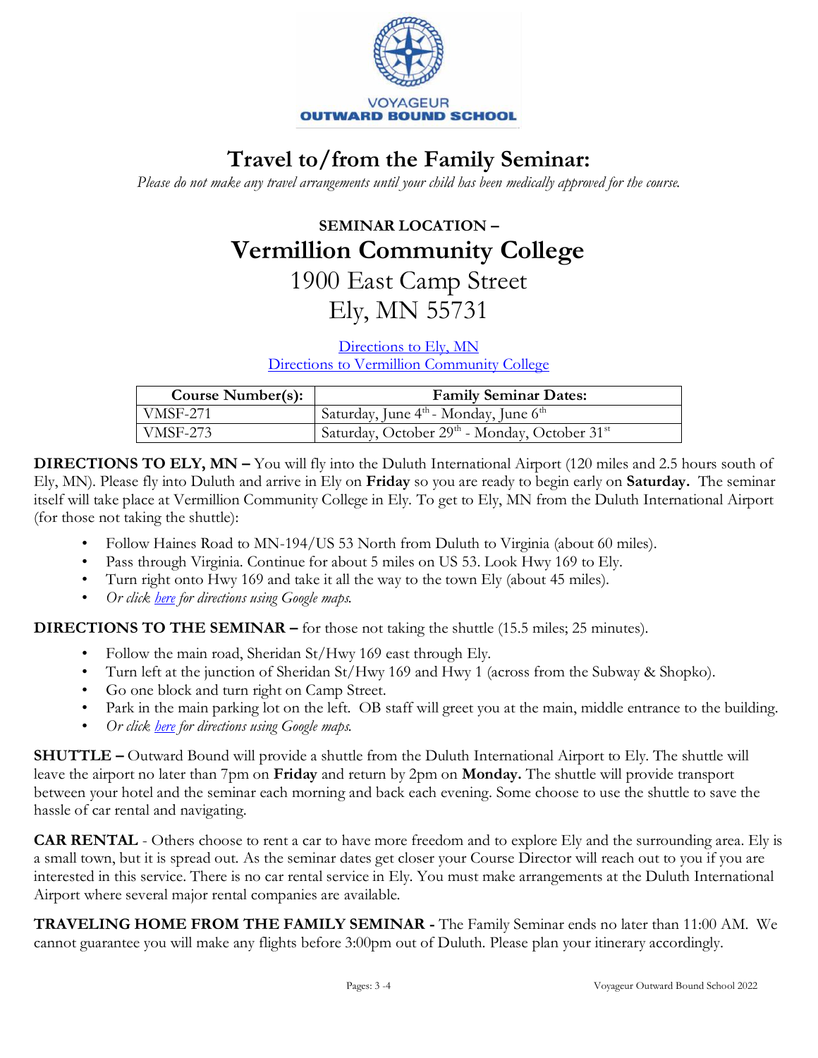VOYAGEUR
OUTWARD BOUND SCHOOL

# Travel to/from the Family Seminar:

*Please do not make any travel arrangements until your child has been medically approved for the course.*

### SEMINAR LOCATION –

## Vermillion Community College

1900 East Camp Street

Ely, MN 55731

[Directions to Ely, MN](#)

[Directions to Vermillion Community College](#)

| Course Number(s): | Family Seminar Dates: |
|---|---|
| VMSF-271 | Saturday, June 4th - Monday, June 6th |
| VMSF-273 | Saturday, October 29th - Monday, October 31st |

**DIRECTIONS TO ELY, MN –** You will fly into the Duluth International Airport (120 miles and 2.5 hours south of Ely, MN). Please fly into Duluth and arrive in Ely on **Friday** so you are ready to begin early on **Saturday.** The seminar itself will take place at Vermillion Community College in Ely. To get to Ely, MN from the Duluth International Airport (for those not taking the shuttle):

- Follow Haines Road to MN-194/US 53 North from Duluth to Virginia (about 60 miles).
- Pass through Virginia. Continue for about 5 miles on US 53. Look Hwy 169 to Ely.
- Turn right onto Hwy 169 and take it all the way to the town Ely (about 45 miles).
- *Or click [here](#) for directions using Google maps.*

**DIRECTIONS TO THE SEMINAR –** for those not taking the shuttle (15.5 miles; 25 minutes).

- Follow the main road, Sheridan St/Hwy 169 east through Ely.
- Turn left at the junction of Sheridan St/Hwy 169 and Hwy 1 (across from the Subway & Shopko).
- Go one block and turn right on Camp Street.
- Park in the main parking lot on the left. OB staff will greet you at the main, middle entrance to the building.
- *Or click [here](#) for directions using Google maps.*

**SHUTTLE –** Outward Bound will provide a shuttle from the Duluth International Airport to Ely. The shuttle will leave the airport no later than 7pm on **Friday** and return by 2pm on **Monday.** The shuttle will provide transport between your hotel and the seminar each morning and back each evening. Some choose to use the shuttle to save the hassle of car rental and navigating.

**CAR RENTAL** - Others choose to rent a car to have more freedom and to explore Ely and the surrounding area. Ely is a small town, but it is spread out. As the seminar dates get closer your Course Director will reach out to you if you are interested in this service. There is no car rental service in Ely. You must make arrangements at the Duluth International Airport where several major rental companies are available.

**TRAVELING HOME FROM THE FAMILY SEMINAR -** The Family Seminar ends no later than 11:00 AM. We cannot guarantee you will make any flights before 3:00pm out of Duluth. Please plan your itinerary accordingly.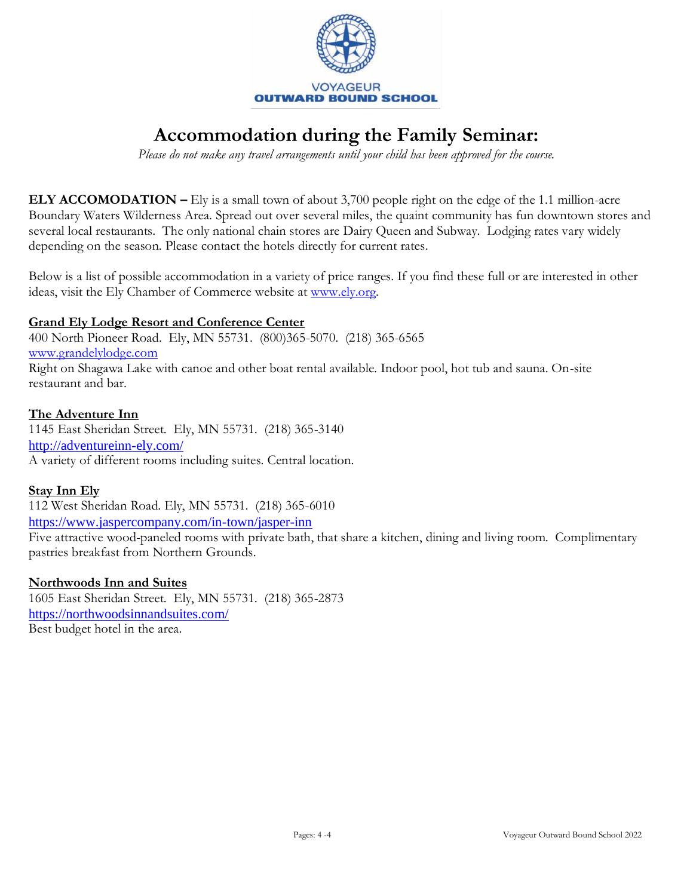VOYAGEUR
OUTWARD BOUND SCHOOL

# Accommodation during the Family Seminar:

*Please do not make any travel arrangements until your child has been approved for the course.*

**ELY ACCOMODATION –** Ely is a small town of about 3,700 people right on the edge of the 1.1 million-acre Boundary Waters Wilderness Area. Spread out over several miles, the quaint community has fun downtown stores and several local restaurants. The only national chain stores are Dairy Queen and Subway. Lodging rates vary widely depending on the season. Please contact the hotels directly for current rates.

Below is a list of possible accommodation in a variety of price ranges. If you find these full or are interested in other ideas, visit the Ely Chamber of Commerce website at www.ely.org.

**Grand Ely Lodge Resort and Conference Center**
400 North Pioneer Road. Ely, MN 55731. (800)365-5070. (218) 365-6565
www.grandelylodge.com
Right on Shagawa Lake with canoe and other boat rental available. Indoor pool, hot tub and sauna. On-site restaurant and bar.

**The Adventure Inn**
1145 East Sheridan Street. Ely, MN 55731. (218) 365-3140
http://adventureinn-ely.com/
A variety of different rooms including suites. Central location.

**Stay Inn Ely**
112 West Sheridan Road. Ely, MN 55731. (218) 365-6010
https://www.jaspercompany.com/in-town/jasper-inn
Five attractive wood-paneled rooms with private bath, that share a kitchen, dining and living room. Complimentary pastries breakfast from Northern Grounds.

**Northwoods Inn and Suites**
1605 East Sheridan Street. Ely, MN 55731. (218) 365-2873
https://northwoodsinnandsuites.com/
Best budget hotel in the area.